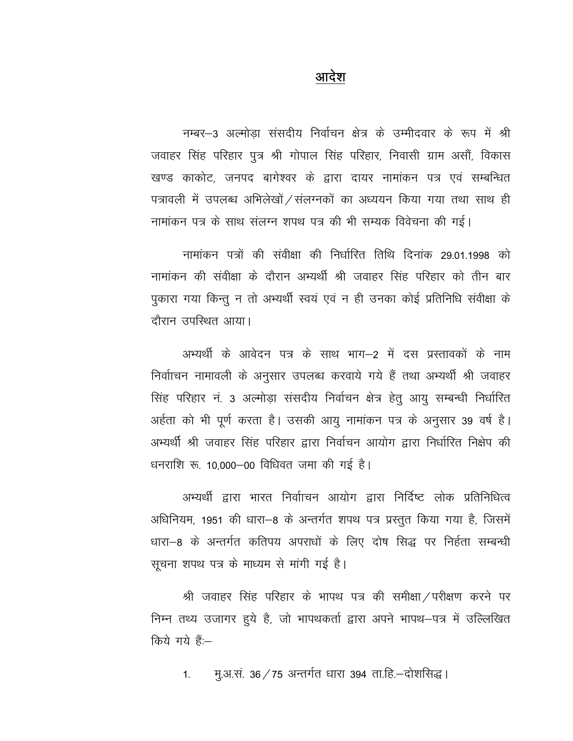# आदेश

नम्बर–3 अल्मोड़ा संसदीय निर्वाचन क्षेत्र के उम्मीदवार के रूप में श्री जवाहर सिंह परिहार पुत्र श्री गोपाल सिंह परिहार, निवासी ग्राम असौं, विकास खण्ड काकोट, जनपद बागेश्वर के द्वारा दायर नामांकन पत्र एवं सम्बन्धित पत्रावली में उपलब्ध अभिलेखों/संलग्नकों का अध्ययन किया गया तथा साथ ही नामांकन पत्र के साथ संलग्न शपथ पत्र की भी सम्यक विवेचना की गई।

नामांकन पत्रों की संवीक्षा की निर्धारित तिथि दिनांक 29.01.1998 को नामांकन की संवीक्षा के दौरान अभ्यर्थी श्री जवाहर सिंह परिहार को तीन बार पुकारा गया किन्तु न तो अभ्यर्थी स्वयं एवं न ही उनका कोई प्रतिनिधि संवीक्षा के दौरान उपस्थित आया।

अभ्यर्थी के आवेदन पत्र के साथ भाग–2 में दस प्रस्तावकों के नाम निर्वाचन नामावली के अनुसार उपलब्ध करवाये गये हैं तथा अभ्यर्थी श्री जवाहर सिंह परिहार नं. 3 अल्मोड़ा संसदीय निर्वाचन क्षेत्र हेतु आयु सम्बन्धी निर्धारित अर्हता को भी पूर्ण करता है। उसकी आयु नामांकन पत्र के अनुसार 39 वर्ष है। अभ्यर्थी श्री जवाहर सिंह परिहार द्वारा निर्वाचन आयोग द्वारा निर्धारित निक्षेप की धनराशि रू. 10,000–00 विधिवत जमा की गई है।

अभ्यर्थी द्वारा भारत निर्वाचन आयोग द्वारा निर्दिष्ट लोक प्रतिनिधित्व अधिनियम, 1951 की धारा–8 के अन्तर्गत शपथ पत्र प्रस्तुत किया गया है, जिसमें धारा–8 के अन्तर्गत कतिपय अपराधों के लिए दोष सिद्ध पर निर्हता सम्बन्धी सूचना शपथ पत्र के माध्यम से मांगी गई है।

श्री जवाहर सिंह परिहार के भापथ पत्र की समीक्षा/परीक्षण करने पर निम्न तथ्य उजागर हुये है, जो भापथकर्ता द्वारा अपने भापथ–पत्र में उल्लिखित किये गये हैंः–

1. मु.अ.सं. 36/75 अन्तर्गत धारा 394 ता.हि.–दोशसिद्ध।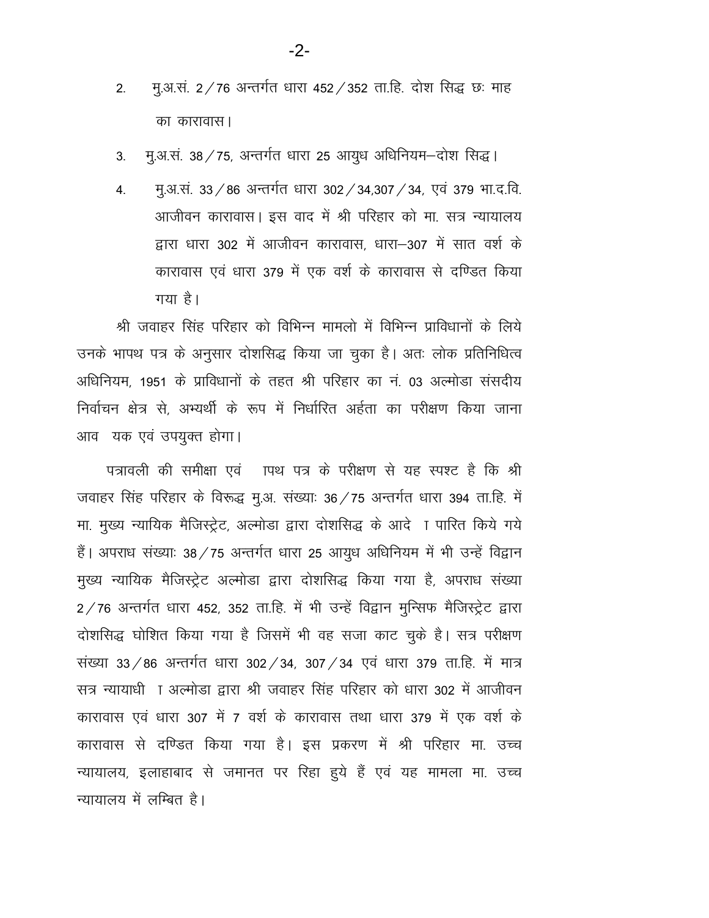2. मु.अ.सं. 2/76 अन्तर्गत धारा 452/352 ता.हि. दोश सिद्ध छः माह का कारावास।

3. मु.अ.सं. 38/75, अन्तर्गत धारा 25 आयुध अधिनियम–दोश सिद्ध।

4. मु.अ.सं. 33/86 अन्तर्गत धारा 302/34,307/34, एवं 379 भा.द.वि. आजीवन कारावास। इस वाद में श्री परिहार को मा. सत्र न्यायालय द्वारा धारा 302 में आजीवन कारावास, धारा–307 में सात वर्श के कारावास एवं धारा 379 में एक वर्श के कारावास से दण्डित किया गया है।

श्री जवाहर सिंह परिहार को विभिन्न मामलो में विभिन्न प्राविधानों के लिये उनके भापथ पत्र के अनुसार दोशसिद्ध किया जा चुका है। अतः लोक प्रतिनिधित्व अधिनियम, 1951 के प्राविधानों के तहत श्री परिहार का नं. 03 अल्मोडा संसदीय निर्वाचन क्षेत्र से, अभ्यर्थी के रूप में निर्धारित अर्हता का परीक्षण किया जाना आव यक एवं उपयुक्त होगा।

पत्रावली की समीक्षा एवं ापथ पत्र के परीक्षण से यह स्पश्ट है कि श्री जवाहर सिंह परिहार के विरूद्ध मु.अ. संख्याः 36/75 अन्तर्गत धारा 394 ता.हि. में मा. मुख्य न्यायिक मैजिस्ट्रेट, अल्मोडा द्वारा दोशसिद्ध के आदे ा पारित किये गये हैं। अपराध संख्याः 38/75 अन्तर्गत धारा 25 आयुध अधिनियम में भी उन्हें विद्वान मुख्य न्यायिक मैजिस्ट्रेट अल्मोडा द्वारा दोशसिद्ध किया गया है, अपराध संख्या 2/76 अन्तर्गत धारा 452, 352 ता.हि. में भी उन्हें विद्वान मुन्सिफ मैजिस्ट्रेट द्वारा दोशसिद्ध घोशित किया गया है जिसमें भी वह सजा काट चुके है। सत्र परीक्षण संख्या 33/86 अन्तर्गत धारा 302/34, 307/34 एवं धारा 379 ता.हि. में मात्र सत्र न्यायाधी ा अल्मोडा द्वारा श्री जवाहर सिंह परिहार को धारा 302 में आजीवन कारावास एवं धारा 307 में 7 वर्श के कारावास तथा धारा 379 में एक वर्श के कारावास से दण्डित किया गया है। इस प्रकरण में श्री परिहार मा. उच्च न्यायालय, इलाहाबाद से जमानत पर रिहा हुये हैं एवं यह मामला मा. उच्च न्यायालय में लम्बित है।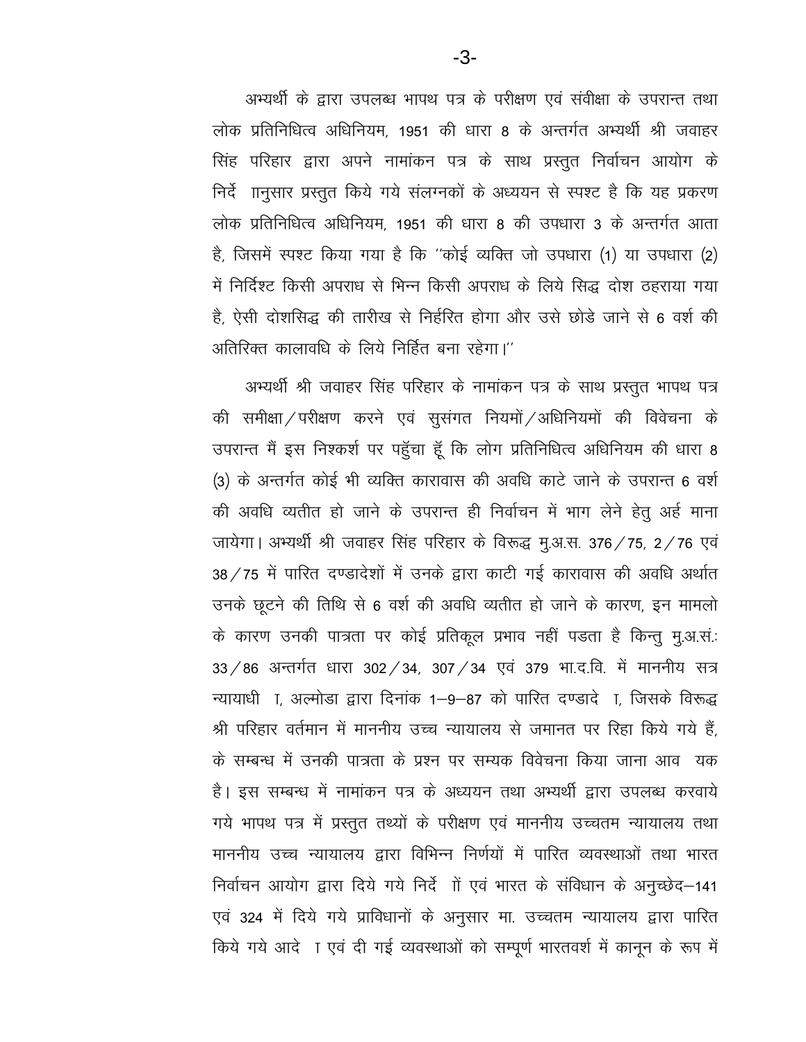अभ्यर्थी के द्वारा उपलब्ध भापथ पत्र के परीक्षण एवं संवीक्षा के उपरान्त तथा लोक प्रतिनिधित्व अधिनियम, 1951 की धारा 8 के अन्तर्गत अभ्यर्थी श्री जवाहर सिंह परिहार द्वारा अपने नामांकन पत्र के साथ प्रस्तुत निर्वाचन आयोग के निर्दे ाानुसार प्रस्तुत किये गये संलग्नकों के अध्ययन से स्पश्ट है कि यह प्रकरण लोक प्रतिनिधित्व अधिनियम, 1951 की धारा 8 की उपधारा 3 के अन्तर्गत आता है, जिसमें स्पश्ट किया गया है कि ''कोई व्यक्ति जो उपधारा (1) या उपधारा (2) में निर्दिश्ट किसी अपराध से भिन्न किसी अपराध के लिये सिद्ध दोश ठहराया गया है, ऐसी दोशसिद्ध की तारीख से निर्हरित होगा और उसे छोडे जाने से 6 वर्श की अतिरिक्त कालावधि के लिये निर्हित बना रहेगा।''

अभ्यर्थी श्री जवाहर सिंह परिहार के नामांकन पत्र के साथ प्रस्तुत भापथ पत्र की समीक्षा/परीक्षण करने एवं सुसंगत नियमों/अधिनियमों की विवेचना के उपरान्त मैं इस निश्कर्श पर पहुँचा हूँ कि लोग प्रतिनिधित्व अधिनियम की धारा 8 (3) के अन्तर्गत कोई भी व्यक्ति कारावास की अवधि काटे जाने के उपरान्त 6 वर्श की अवधि व्यतीत हो जाने के उपरान्त ही निर्वाचन में भाग लेने हेतु अर्ह माना जायेगा। अभ्यर्थी श्री जवाहर सिंह परिहार के विरूद्ध मु.अ.स. 376/75, 2/76 एवं 38/75 में पारित दण्डादेशों में उनके द्वारा काटी गई कारावास की अवधि अर्थात उनके छूटने की तिथि से 6 वर्श की अवधि व्यतीत हो जाने के कारण, इन मामलो के कारण उनकी पात्रता पर कोई प्रतिकूल प्रभाव नहीं पडता है किन्तु मु.अ.सं.: 33/86 अन्तर्गत धारा 302/34, 307/34 एवं 379 भा.द.वि. में माननीय सत्र न्यायाधी ा, अल्मोडा द्वारा दिनांक 1–9–87 को पारित दण्डादे ा, जिसके विरूद्ध श्री परिहार वर्तमान में माननीय उच्च न्यायालय से जमानत पर रिहा किये गये हैं, के सम्बन्ध में उनकी पात्रता के प्रश्न पर सम्यक विवेचना किया जाना आव यक है। इस सम्बन्ध में नामांकन पत्र के अध्ययन तथा अभ्यर्थी द्वारा उपलब्ध करवाये गये भापथ पत्र में प्रस्तुत तथ्यों के परीक्षण एवं माननीय उच्चतम न्यायालय तथा माननीय उच्च न्यायालय द्वारा विभिन्न निर्णयों में पारित व्यवस्थाओं तथा भारत निर्वाचन आयोग द्वारा दिये गये निर्दे ाों एवं भारत के संविधान के अनुच्छेद–141 एवं 324 में दिये गये प्राविधानों के अनुसार मा. उच्चतम न्यायालय द्वारा पारित किये गये आदे ा एवं दी गई व्यवस्थाओं को सम्पूर्ण भारतवर्श में कानून के रूप में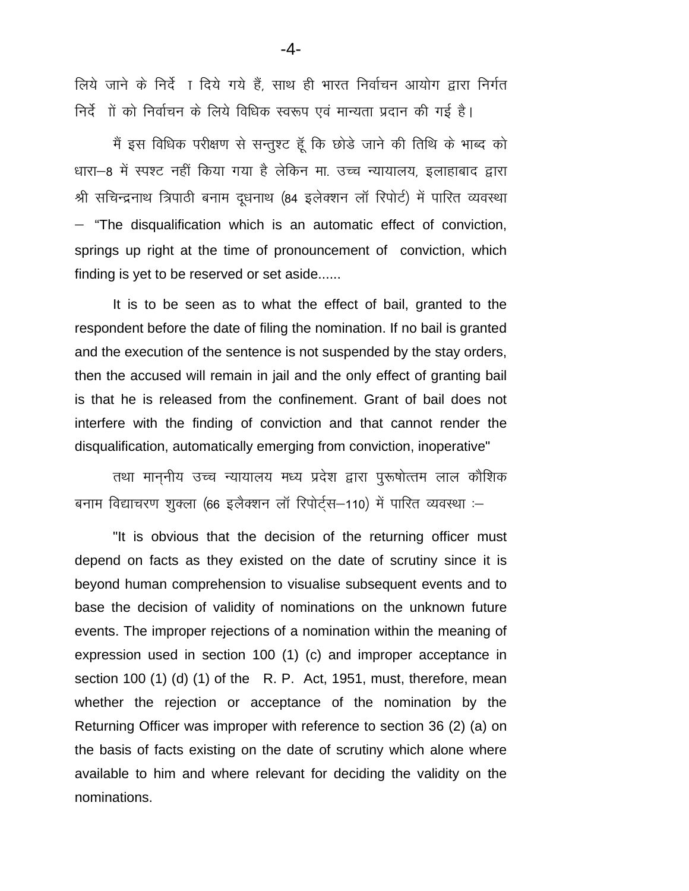लिये जाने के निर्दे ा दिये गये हैं, साथ ही भारत निर्वाचन आयोग द्वारा निर्गत निर्दे ों को निर्वाचन के लिये विधिक स्वरूप एवं मान्यता प्रदान की गई है।

मैं इस विधिक परीक्षण से सन्तुश्ट हूँ कि छोडे जाने की तिथि के भाब्द को धारा–8 में स्पश्ट नहीं किया गया है लेकिन मा. उच्च न्यायालय, इलाहाबाद द्वारा श्री सचिन्द्रनाथ त्रिपाठी बनाम दूधनाथ (84 इलेक्शन लॉ रिपोर्ट) में पारित व्यवस्था – "The disqualification which is an automatic effect of conviction, springs up right at the time of pronouncement of conviction, which finding is yet to be reserved or set aside......

It is to be seen as to what the effect of bail, granted to the respondent before the date of filing the nomination. If no bail is granted and the execution of the sentence is not suspended by the stay orders, then the accused will remain in jail and the only effect of granting bail is that he is released from the confinement. Grant of bail does not interfere with the finding of conviction and that cannot render the disqualification, automatically emerging from conviction, inoperative"

तथा मान्नीय उच्च न्यायालय मध्य प्रदेश द्वारा पुरूषोत्तम लाल कौशिक बनाम विद्याचरण शुक्ला (66 इलैक्शन लॉ रिपोर्ट्स–110) में पारित व्यवस्था :–

"It is obvious that the decision of the returning officer must depend on facts as they existed on the date of scrutiny since it is beyond human comprehension to visualise subsequent events and to base the decision of validity of nominations on the unknown future events. The improper rejections of a nomination within the meaning of expression used in section 100 (1) (c) and improper acceptance in section 100 (1) (d) (1) of the R. P. Act, 1951, must, therefore, mean whether the rejection or acceptance of the nomination by the Returning Officer was improper with reference to section 36 (2) (a) on the basis of facts existing on the date of scrutiny which alone where available to him and where relevant for deciding the validity on the nominations.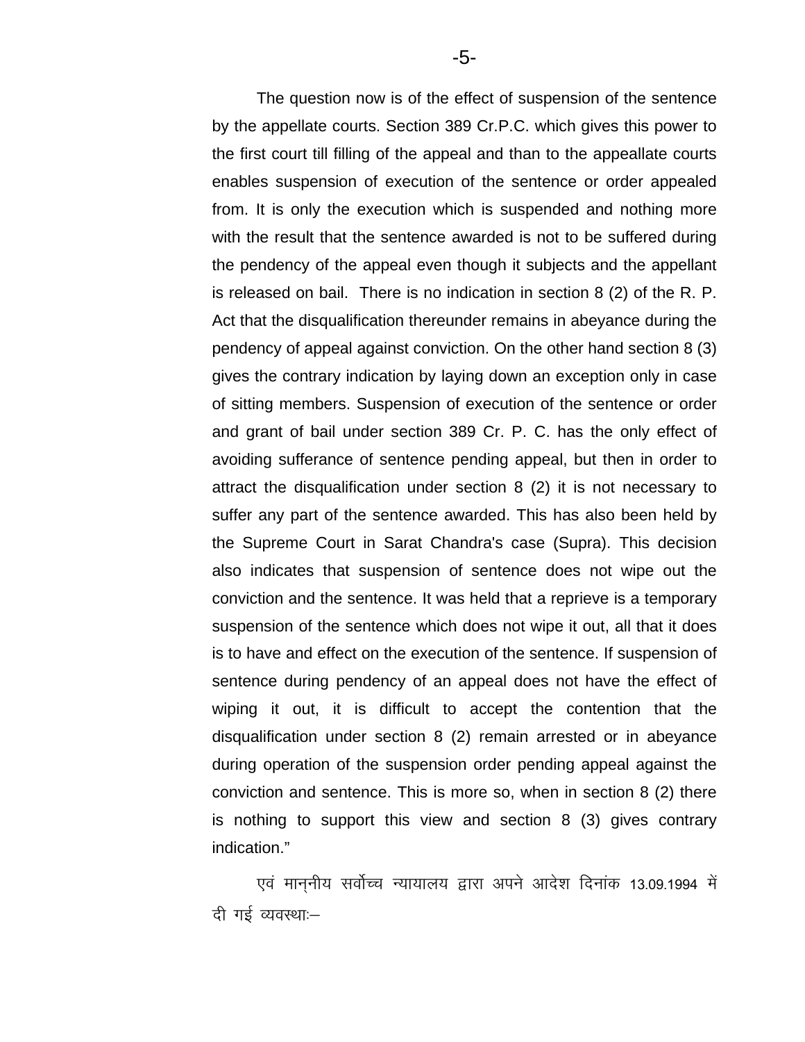The question now is of the effect of suspension of the sentence by the appellate courts. Section 389 Cr.P.C. which gives this power to the first court till filling of the appeal and than to the appeallate courts enables suspension of execution of the sentence or order appealed from. It is only the execution which is suspended and nothing more with the result that the sentence awarded is not to be suffered during the pendency of the appeal even though it subjects and the appellant is released on bail. There is no indication in section 8 (2) of the R. P. Act that the disqualification thereunder remains in abeyance during the pendency of appeal against conviction. On the other hand section 8 (3) gives the contrary indication by laying down an exception only in case of sitting members. Suspension of execution of the sentence or order and grant of bail under section 389 Cr. P. C. has the only effect of avoiding sufferance of sentence pending appeal, but then in order to attract the disqualification under section 8 (2) it is not necessary to suffer any part of the sentence awarded. This has also been held by the Supreme Court in Sarat Chandra's case (Supra). This decision also indicates that suspension of sentence does not wipe out the conviction and the sentence. It was held that a reprieve is a temporary suspension of the sentence which does not wipe it out, all that it does is to have and effect on the execution of the sentence. If suspension of sentence during pendency of an appeal does not have the effect of wiping it out, it is difficult to accept the contention that the disqualification under section 8 (2) remain arrested or in abeyance during operation of the suspension order pending appeal against the conviction and sentence. This is more so, when in section 8 (2) there is nothing to support this view and section 8 (3) gives contrary indication."

एवं माननीय सर्वोच्च न्यायालय द्वारा अपने आदेश दिनांक 13.09.1994 में दी गई व्यवस्थाः–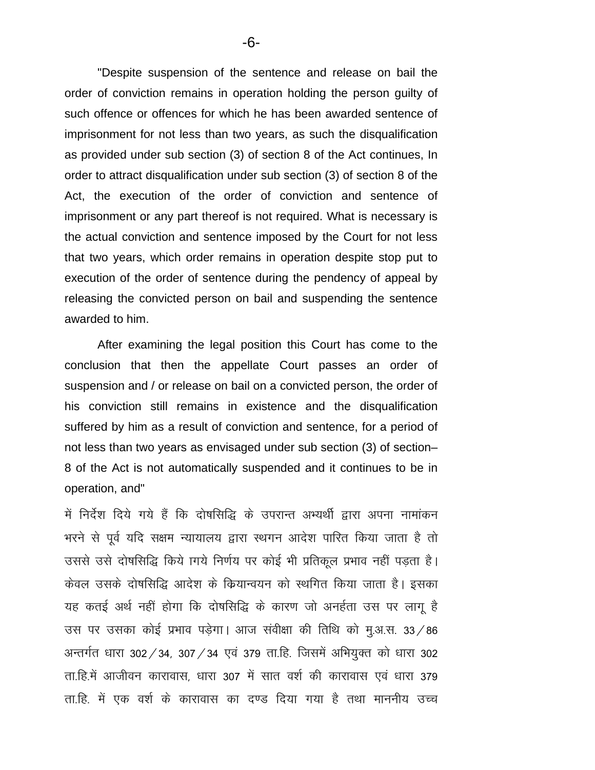"Despite suspension of the sentence and release on bail the order of conviction remains in operation holding the person guilty of such offence or offences for which he has been awarded sentence of imprisonment for not less than two years, as such the disqualification as provided under sub section (3) of section 8 of the Act continues, In order to attract disqualification under sub section (3) of section 8 of the Act, the execution of the order of conviction and sentence of imprisonment or any part thereof is not required. What is necessary is the actual conviction and sentence imposed by the Court for not less that two years, which order remains in operation despite stop put to execution of the order of sentence during the pendency of appeal by releasing the convicted person on bail and suspending the sentence awarded to him.

After examining the legal position this Court has come to the conclusion that then the appellate Court passes an order of suspension and / or release on bail on a convicted person, the order of his conviction still remains in existence and the disqualification suffered by him as a result of conviction and sentence, for a period of not less than two years as envisaged under sub section (3) of section–8 of the Act is not automatically suspended and it continues to be in operation, and"

में निर्देश दिये गये हैं कि दोषसिद्धि के उपरान्त अभ्यर्थी द्वारा अपना नामांकन भरने से पूर्व यदि सक्षम न्यायालय द्वारा स्थगन आदेश पारित किया जाता है तो उससे उसे दोषसिद्धि किये ागये निर्णय पर कोई भी प्रतिकूल प्रभाव नहीं पड़ता है। केवल उसके दोषसिद्धि आदेश के कियान्वयन को स्थगित किया जाता है। इसका यह कतई अर्थ नहीं होगा कि दोषसिद्धि के कारण जो अनर्हता उस पर लागू है उस पर उसका कोई प्रभाव पड़ेगा। आज संवीक्षा की तिथि को मु.अ.स. 33/86 अन्तर्गत धारा 302/34, 307/34 एवं 379 ता.हि. जिसमें अभियुक्त को धारा 302 ता.हि.में आजीवन कारावास, धारा 307 में सात वर्श की कारावास एवं धारा 379 ता.हि. में एक वर्श के कारावास का दण्ड दिया गया है तथा माननीय उच्च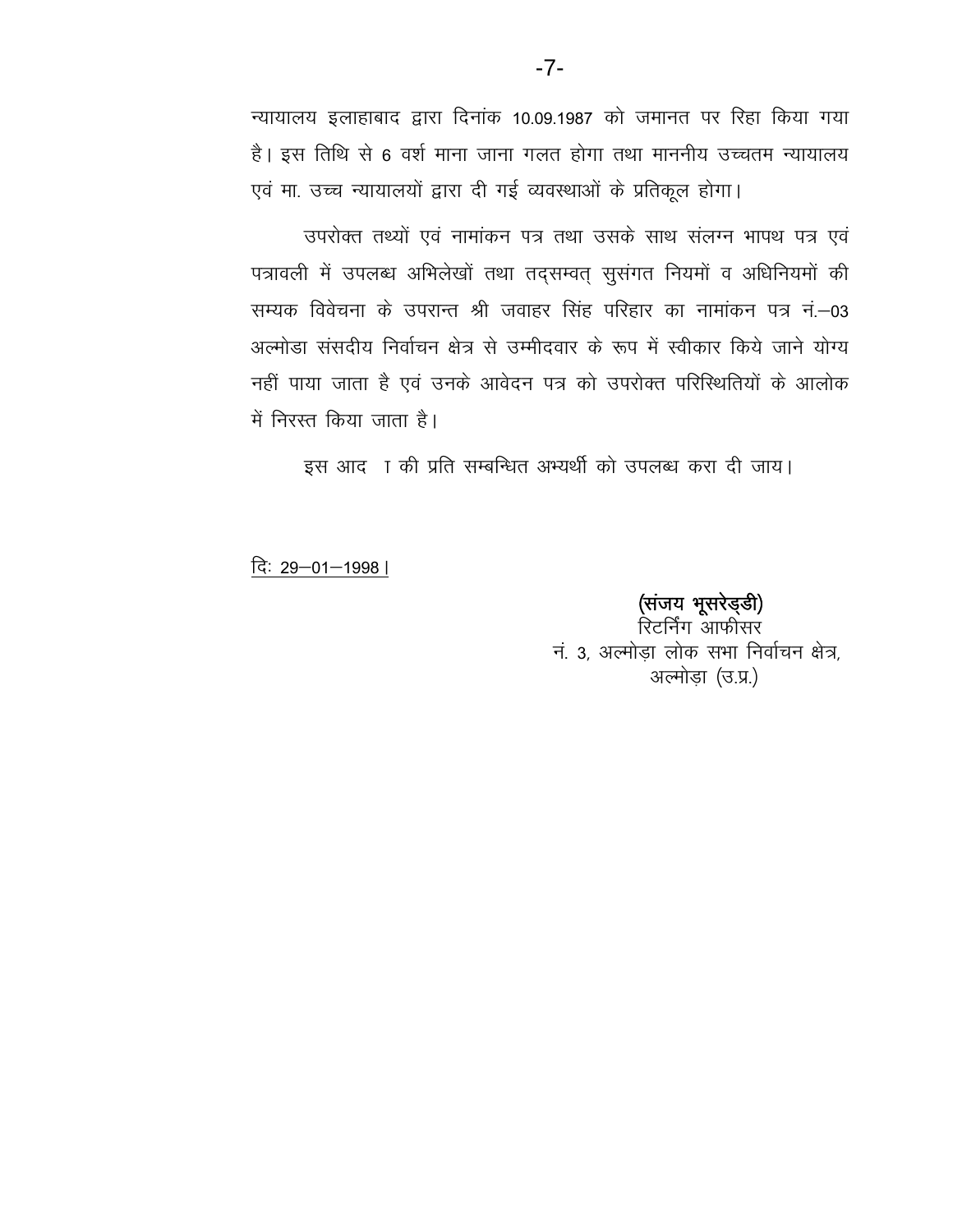न्यायालय इलाहाबाद द्वारा दिनांक 10.09.1987 को जमानत पर रिहा किया गया है। इस तिथि से 6 वर्श माना जाना गलत होगा तथा माननीय उच्चतम न्यायालय एवं मा. उच्च न्यायालयों द्वारा दी गई व्यवस्थाओं के प्रतिकूल होगा।

उपरोक्त तथ्यों एवं नामांकन पत्र तथा उसके साथ संलग्न भापथ पत्र एवं पत्रावली में उपलब्ध अभिलेखों तथा तद्सम्वत् सुसंगत नियमों व अधिनियमों की सम्यक विवेचना के उपरान्त श्री जवाहर सिंह परिहार का नामांकन पत्र नं.–03 अल्मोडा संसदीय निर्वाचन क्षेत्र से उम्मीदवार के रूप में स्वीकार किये जाने योग्य नहीं पाया जाता है एवं उनके आवेदन पत्र को उपरोक्त परिस्थितियों के आलोक में निरस्त किया जाता है।

इस आद ा की प्रति सम्बन्धित अभ्यर्थी को उपलब्ध करा दी जाय।

दिः 29–01–1998।

**(संजय भूसरेड्डी)**
रिटर्निंग आफीसर
नं. 3, अल्मोड़ा लोक सभा निर्वाचन क्षेत्र,
अल्मोड़ा (उ.प्र.)